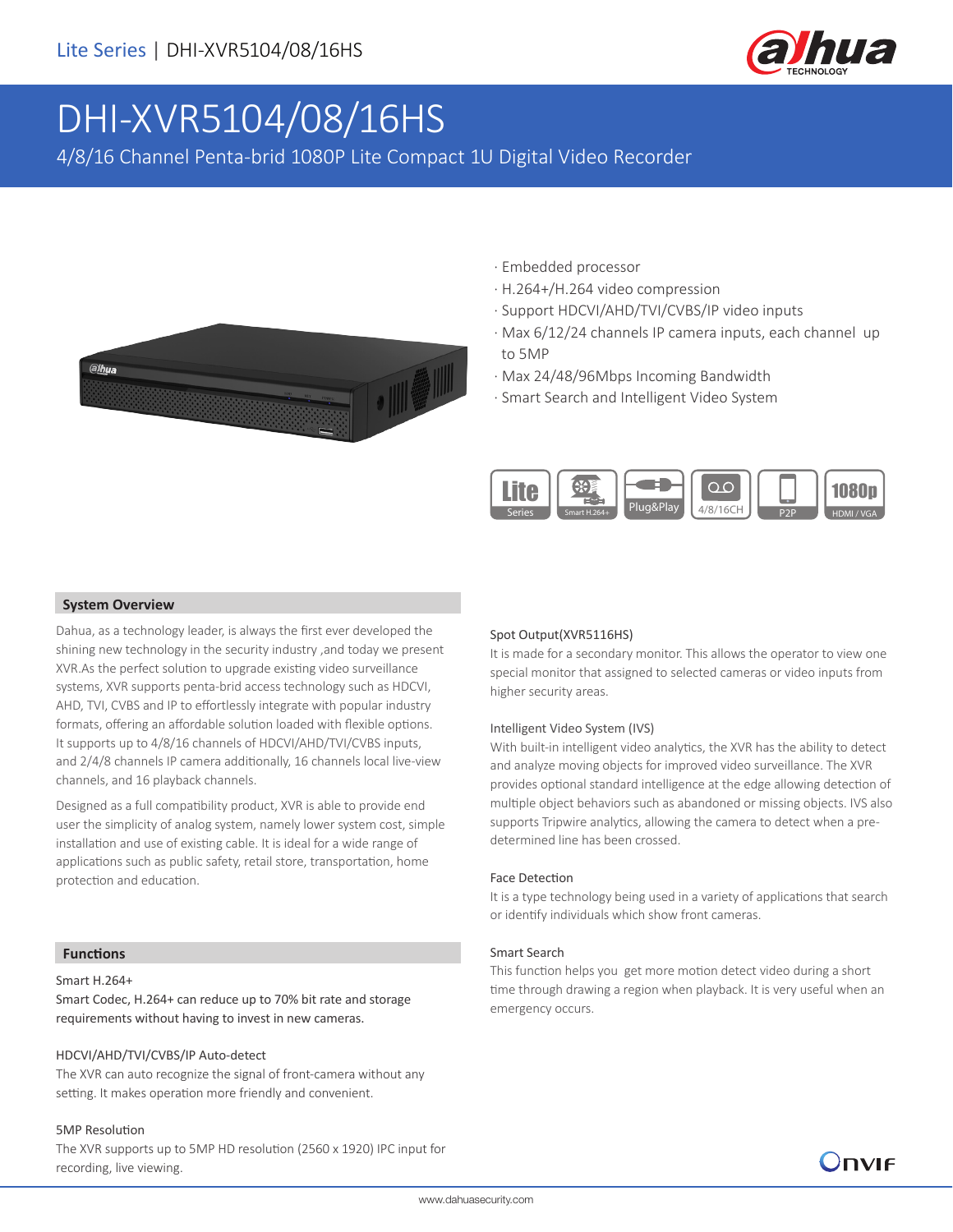Lite Series | DHI-XVR5104/08/16HS

# DHI-XVR5104/08/16HS

4/8/16 Channel Penta-brid 1080P Lite Compact 1U Digital Video Recorder

- Embedded processor
- H.264+/H.264 video compression
- Support HDCVI/AHD/TVI/CVBS/IP video inputs
- Max 6/12/24 channels IP camera inputs, each channel up to 5MP
- Max 24/48/96Mbps Incoming Bandwidth
- Smart Search and Intelligent Video System

Lite Series | Smart H.264+ | Plug&Play | 4/8/16CH | P2P | 1080p HDMI / VGA

## System Overview

Dahua, as a technology leader, is always the first ever developed the shining new technology in the security industry ,and today we present XVR.As the perfect solution to upgrade existing video surveillance systems, XVR supports penta-brid access technology such as HDCVI, AHD, TVI, CVBS and IP to effortlessly integrate with popular industry formats, offering an affordable solution loaded with flexible options. It supports up to 4/8/16 channels of HDCVI/AHD/TVI/CVBS inputs, and 2/4/8 channels IP camera additionally, 16 channels local live-view channels, and 16 playback channels.

Designed as a full compatibility product, XVR is able to provide end user the simplicity of analog system, namely lower system cost, simple installation and use of existing cable. It is ideal for a wide range of applications such as public safety, retail store, transportation, home protection and education.

## Functions

### Smart H.264+

Smart Codec, H.264+ can reduce up to 70% bit rate and storage requirements without having to invest in new cameras.

### HDCVI/AHD/TVI/CVBS/IP Auto-detect

The XVR can auto recognize the signal of front-camera without any setting. It makes operation more friendly and convenient.

### 5MP Resolution

The XVR supports up to 5MP HD resolution (2560 x 1920) IPC input for recording, live viewing.

### Spot Output(XVR5116HS)

It is made for a secondary monitor. This allows the operator to view one special monitor that assigned to selected cameras or video inputs from higher security areas.

### Intelligent Video System (IVS)

With built-in intelligent video analytics, the XVR has the ability to detect and analyze moving objects for improved video surveillance. The XVR provides optional standard intelligence at the edge allowing detection of multiple object behaviors such as abandoned or missing objects. IVS also supports Tripwire analytics, allowing the camera to detect when a pre-determined line has been crossed.

### Face Detection

It is a type technology being used in a variety of applications that search or identify individuals which show front cameras.

### Smart Search

This function helps you get more motion detect video during a short time through drawing a region when playback. It is very useful when an emergency occurs.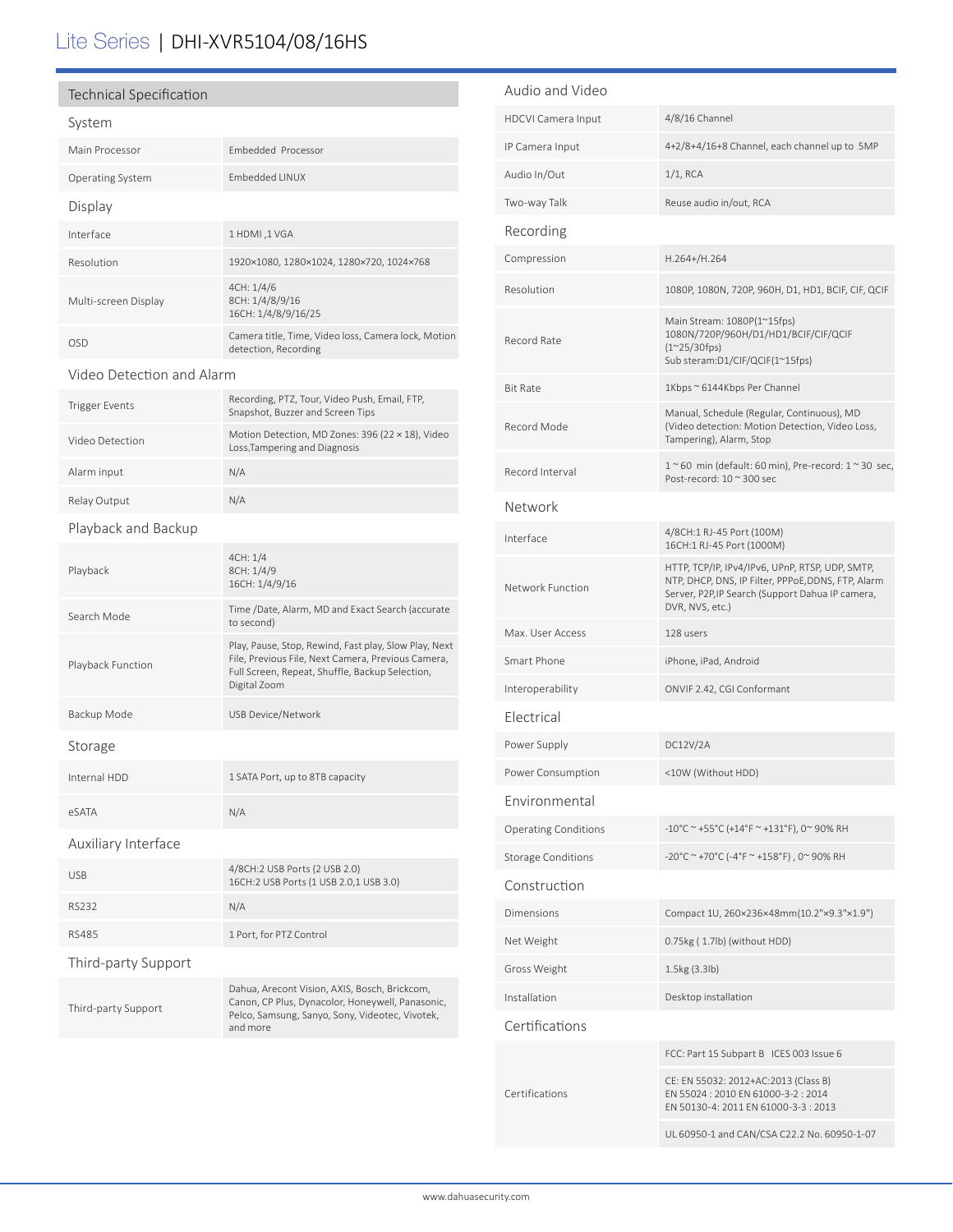# Lite Series | DHI-XVR5104/08/16HS

## Technical Specification

### System

| | |
|---|---|
| Main Processor | Embedded Processor |
| Operating System | Embedded LINUX |

### Display

| | |
|---|---|
| Interface | 1 HDMI ,1 VGA |
| Resolution | 1920×1080, 1280×1024, 1280×720, 1024×768 |
| Multi-screen Display | 4CH: 1/4/6<br>8CH: 1/4/8/9/16<br>16CH: 1/4/8/9/16/25 |
| OSD | Camera title, Time, Video loss, Camera lock, Motion detection, Recording |

### Video Detection and Alarm

| | |
|---|---|
| Trigger Events | Recording, PTZ, Tour, Video Push, Email, FTP, Snapshot, Buzzer and Screen Tips |
| Video Detection | Motion Detection, MD Zones: 396 (22 × 18), Video Loss,Tampering and Diagnosis |
| Alarm input | N/A |
| Relay Output | N/A |

### Playback and Backup

| | |
|---|---|
| Playback | 4CH: 1/4<br>8CH: 1/4/9<br>16CH: 1/4/9/16 |
| Search Mode | Time /Date, Alarm, MD and Exact Search (accurate to second) |
| Playback Function | Play, Pause, Stop, Rewind, Fast play, Slow Play, Next File, Previous File, Next Camera, Previous Camera, Full Screen, Repeat, Shuffle, Backup Selection, Digital Zoom |
| Backup Mode | USB Device/Network |

### Storage

| | |
|---|---|
| Internal HDD | 1 SATA Port, up to 8TB capacity |
| eSATA | N/A |

### Auxiliary Interface

| | |
|---|---|
| USB | 4/8CH:2 USB Ports (2 USB 2.0)<br>16CH:2 USB Ports (1 USB 2.0,1 USB 3.0) |
| RS232 | N/A |
| RS485 | 1 Port, for PTZ Control |

### Third-party Support

| | |
|---|---|
| Third-party Support | Dahua, Arecont Vision, AXIS, Bosch, Brickcom, Canon, CP Plus, Dynacolor, Honeywell, Panasonic, Pelco, Samsung, Sanyo, Sony, Videotec, Vivotek, and more |

### Audio and Video

| | |
|---|---|
| HDCVI Camera Input | 4/8/16 Channel |
| IP Camera Input | 4+2/8+4/16+8 Channel, each channel up to 5MP |
| Audio In/Out | 1/1, RCA |
| Two-way Talk | Reuse audio in/out, RCA |

### Recording

| | |
|---|---|
| Compression | H.264+/H.264 |
| Resolution | 1080P, 1080N, 720P, 960H, D1, HD1, BCIF, CIF, QCIF |
| Record Rate | Main Stream: 1080P(1~15fps)<br>1080N/720P/960H/D1/HD1/BCIF/CIF/QCIF (1~25/30fps)<br>Sub steram:D1/CIF/QCIF(1~15fps) |
| Bit Rate | 1Kbps ~ 6144Kbps Per Channel |
| Record Mode | Manual, Schedule (Regular, Continuous), MD (Video detection: Motion Detection, Video Loss, Tampering), Alarm, Stop |
| Record Interval | 1 ~ 60 min (default: 60 min), Pre-record: 1 ~ 30 sec, Post-record: 10 ~ 300 sec |

### Network

| | |
|---|---|
| Interface | 4/8CH:1 RJ-45 Port (100M)<br>16CH:1 RJ-45 Port (1000M) |
| Network Function | HTTP, TCP/IP, IPv4/IPv6, UPnP, RTSP, UDP, SMTP, NTP, DHCP, DNS, IP Filter, PPPoE,DDNS, FTP, Alarm Server, P2P,IP Search (Support Dahua IP camera, DVR, NVS, etc.) |
| Max. User Access | 128 users |
| Smart Phone | iPhone, iPad, Android |
| Interoperability | ONVIF 2.42, CGI Conformant |

### Electrical

| | |
|---|---|
| Power Supply | DC12V/2A |
| Power Consumption | <10W (Without HDD) |

### Environmental

| | |
|---|---|
| Operating Conditions | -10°C ~ +55°C (+14°F ~ +131°F), 0~ 90% RH |
| Storage Conditions | -20°C ~ +70°C (-4°F ~ +158°F) , 0~ 90% RH |

### Construction

| | |
|---|---|
| Dimensions | Compact 1U, 260×236×48mm(10.2"×9.3"×1.9") |
| Net Weight | 0.75kg ( 1.7lb) (without HDD) |
| Gross Weight | 1.5kg (3.3lb) |
| Installation | Desktop installation |

### Certifications

| | |
|---|---|
| Certifications | FCC: Part 15 Subpart B ICES 003 Issue 6 |
| | CE: EN 55032: 2012+AC:2013 (Class B)<br>EN 55024 : 2010 EN 61000-3-2 : 2014<br>EN 50130-4: 2011 EN 61000-3-3 : 2013 |
| | UL 60950-1 and CAN/CSA C22.2 No. 60950-1-07 |

www.dahuasecurity.com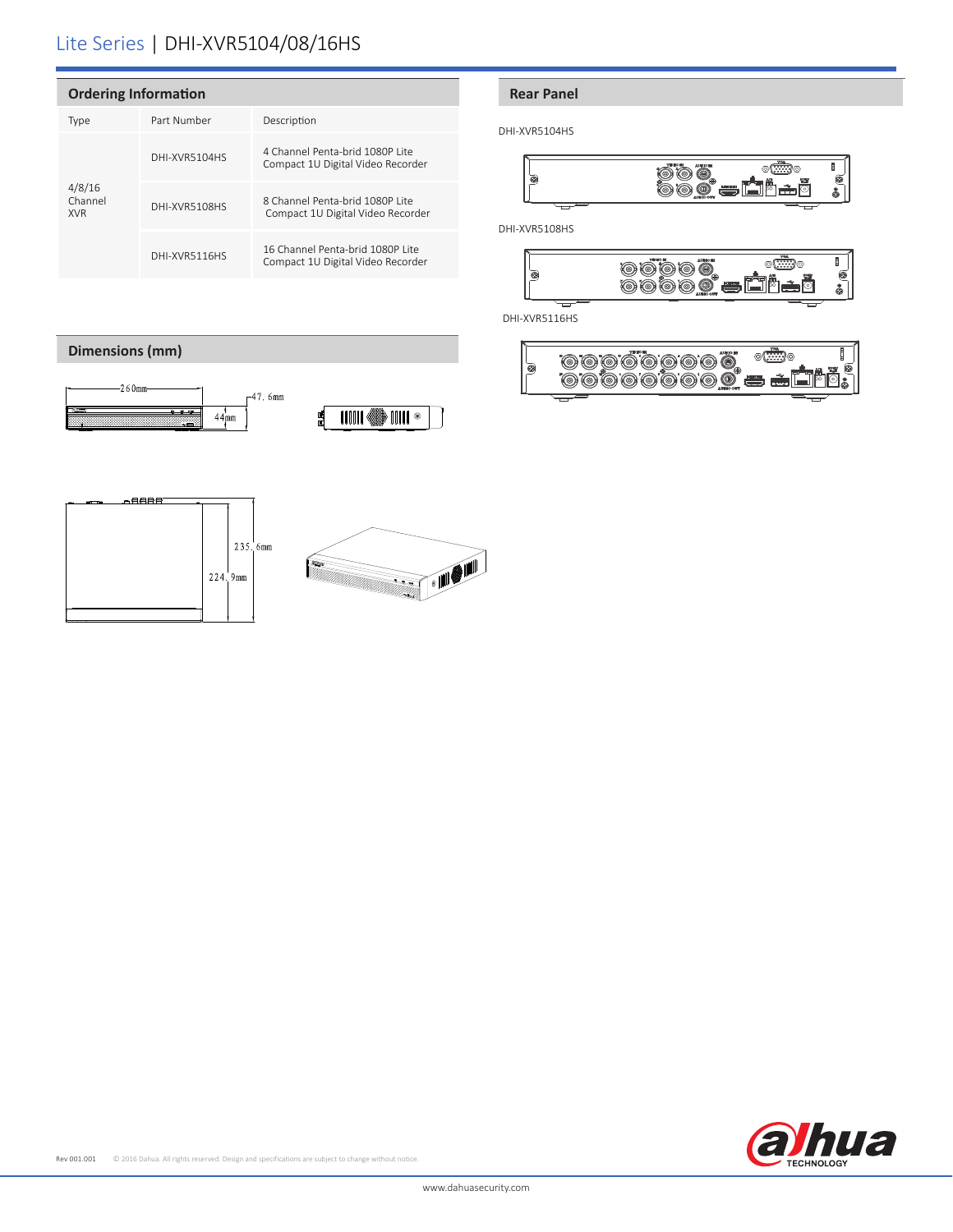## Ordering Information

| Type | Part Number | Description |
|---|---|---|
| 4/8/16 Channel XVR | DHI-XVR5104HS | 4 Channel Penta-brid 1080P Lite Compact 1U Digital Video Recorder |
| | DHI-XVR5108HS | 8 Channel Penta-brid 1080P Lite Compact 1U Digital Video Recorder |
| | DHI-XVR5116HS | 16 Channel Penta-brid 1080P Lite Compact 1U Digital Video Recorder |

## Rear Panel

DHI-XVR5104HS

DHI-XVR5108HS

DHI-XVR5116HS

## Dimensions (mm)

260mm

47.6mm

44mm

235.6mm

224.9mm

Rev 001.001 © 2016 Dahua. All rights reserved. Design and specifications are subject to change without notice.

www.dahuasecurity.com